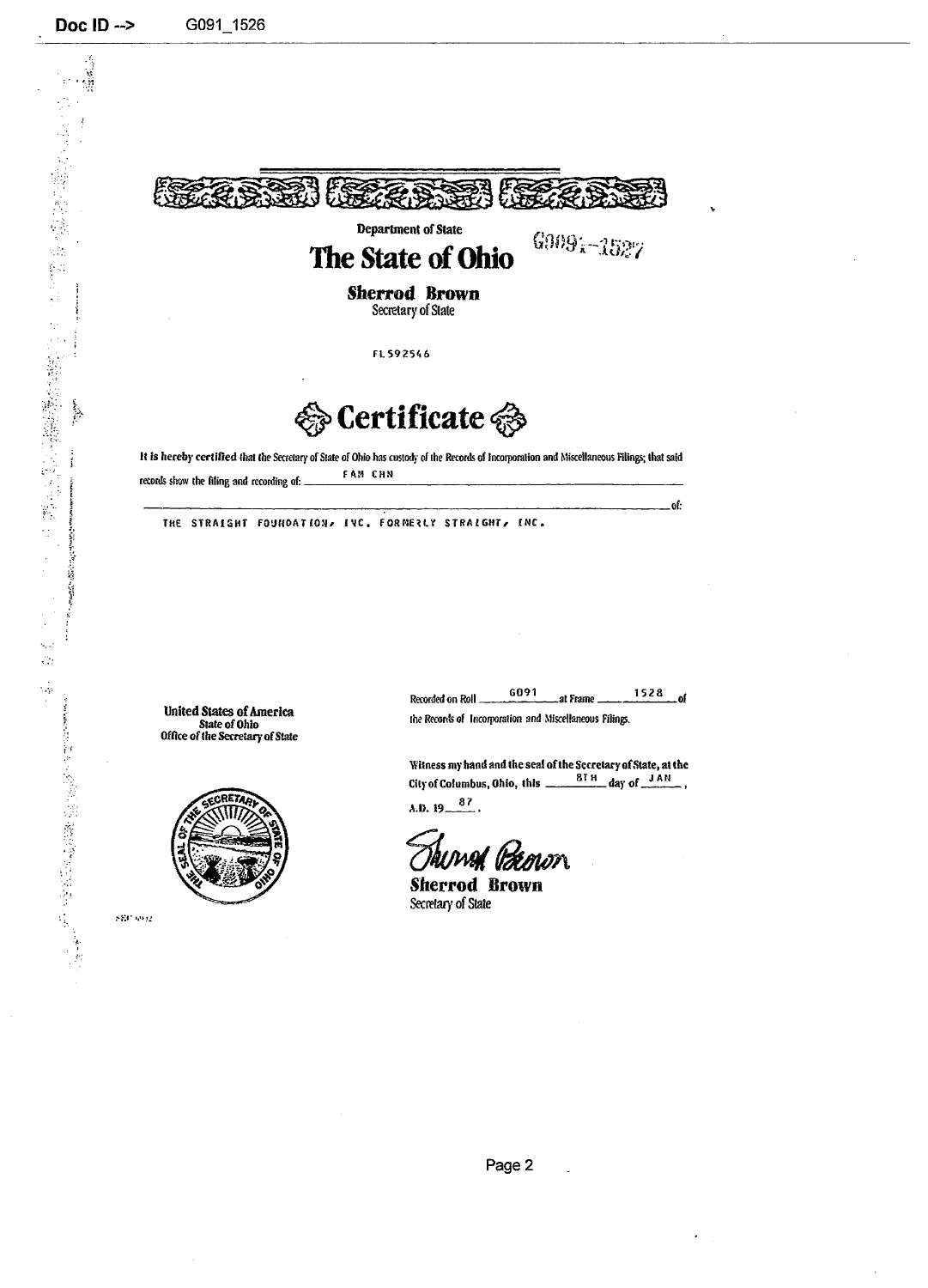Department of State

# The State of Ohio

G0091-1527

**Sherrod Brown**
Secretary of State

FL592546

## Certificate

**It is hereby certified** that the Secretary of State of Ohio has custody of the Records of Incorporation and Miscellaneous Filings; that said records show the filing and recording of: FAM CHN

of:

THE STRAIGHT FOUNDATION, INC. FORMERLY STRAIGHT, INC.

**United States of America**
State of Ohio
Office of the Secretary of State

Recorded on Roll G091 at Frame 1528 of the Records of Incorporation and Miscellaneous Filings.

Witness my hand and the seal of the Secretary of State, at the City of Columbus, Ohio, this 8TH day of JAN, A.D. 19 87.

*Sherrod Brown*

**Sherrod Brown**
Secretary of State

SEC 9002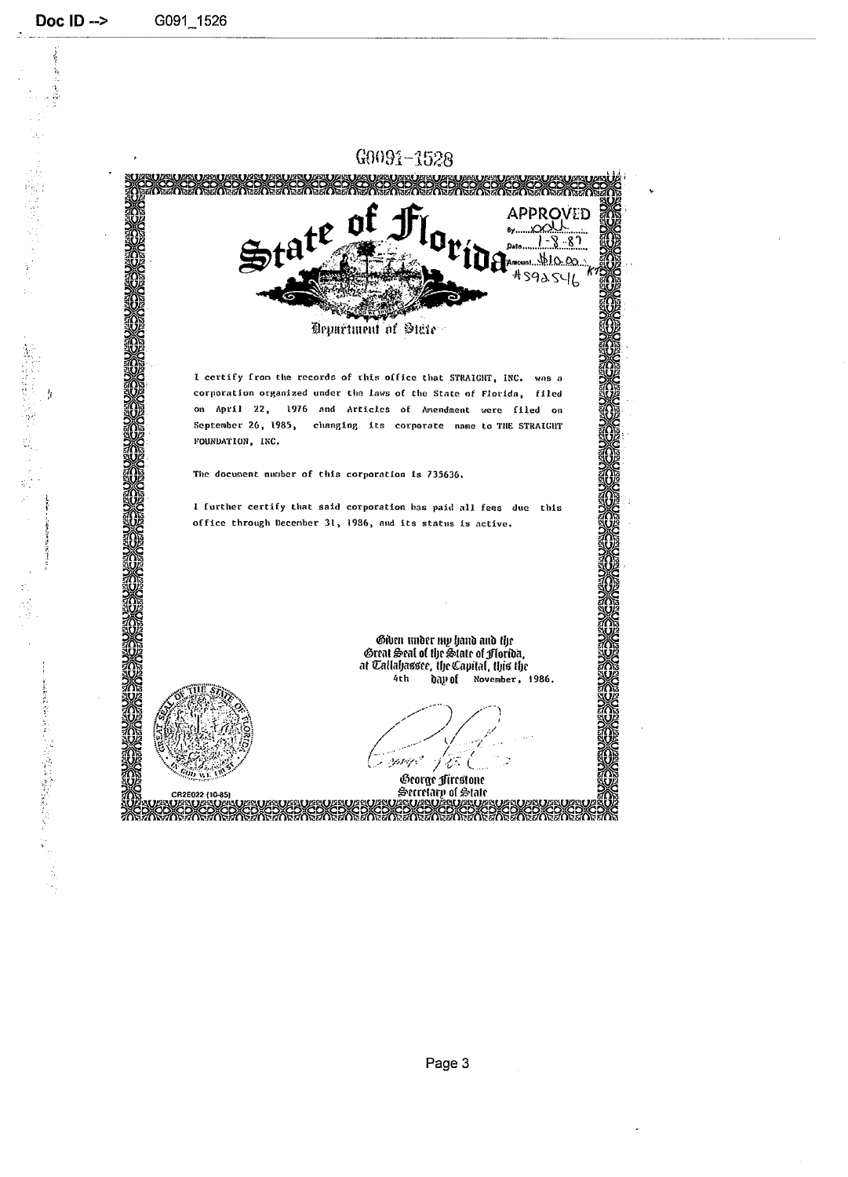G0091-1528

# State of Florida

APPROVED
By ......
Date 1-8-87
Amount $10.00
#592546

Department of State

I certify from the records of this office that STRAIGHT, INC. was a corporation organized under the laws of the State of Florida, filed on April 22, 1976 and Articles of Amendment were filed on September 26, 1985, changing its corporate name to THE STRAIGHT FOUNDATION, INC.

The document number of this corporation is 735636.

I further certify that said corporation has paid all fees due this office through December 31, 1986, and its status is active.

Given under my hand and the Great Seal of the State of Florida, at Tallahassee, the Capital, this the 4th day of November, 1986.

George Firestone
Secretary of State

CR2E022 (10-85)